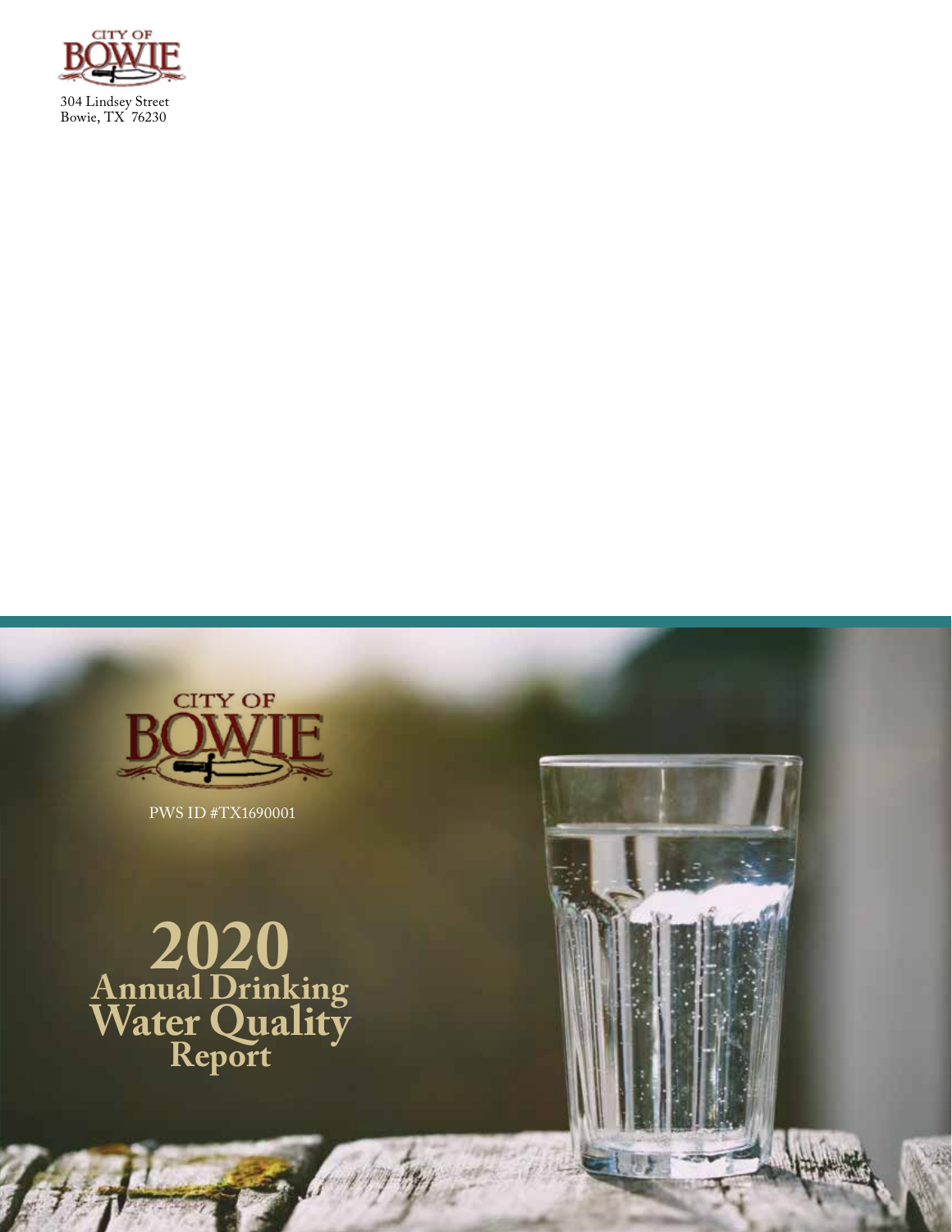CITY OF BOWIE

304 Lindsey Street
Bowie, TX 76230

CITY OF BOWIE

PWS ID #TX1690001

# 2020 Annual Drinking Water Quality Report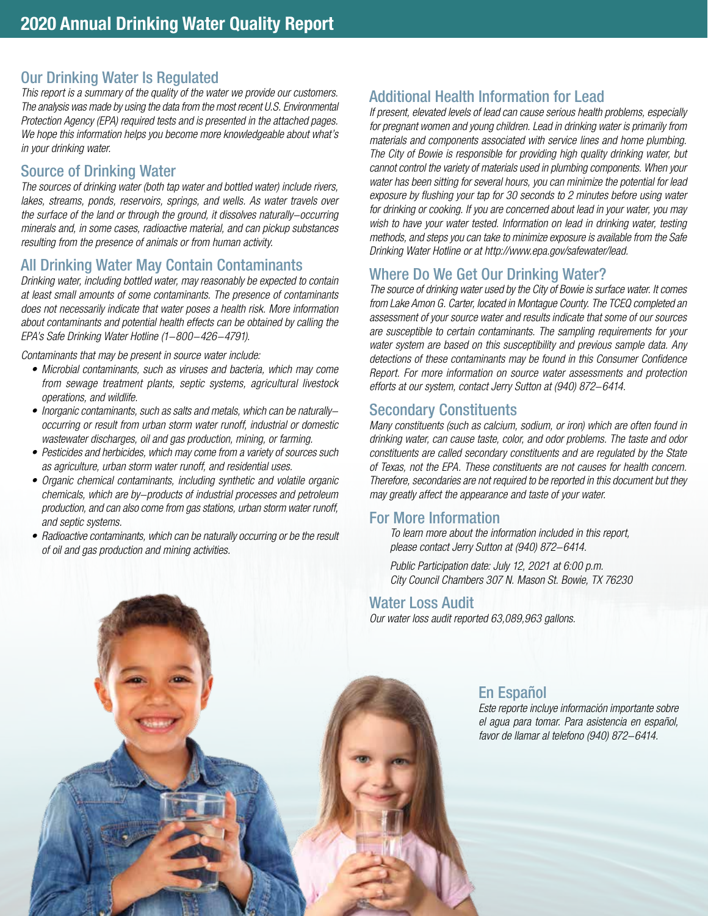# 2020 Annual Drinking Water Quality Report

## Our Drinking Water Is Regulated

*This report is a summary of the quality of the water we provide our customers. The analysis was made by using the data from the most recent U.S. Environmental Protection Agency (EPA) required tests and is presented in the attached pages. We hope this information helps you become more knowledgeable about what's in your drinking water.*

## Source of Drinking Water

*The sources of drinking water (both tap water and bottled water) include rivers, lakes, streams, ponds, reservoirs, springs, and wells. As water travels over the surface of the land or through the ground, it dissolves naturally–occurring minerals and, in some cases, radioactive material, and can pickup substances resulting from the presence of animals or from human activity.*

## All Drinking Water May Contain Contaminants

*Drinking water, including bottled water, may reasonably be expected to contain at least small amounts of some contaminants. The presence of contaminants does not necessarily indicate that water poses a health risk. More information about contaminants and potential health effects can be obtained by calling the EPA's Safe Drinking Water Hotline (1–800–426–4791).*

*Contaminants that may be present in source water include:*

- *Microbial contaminants, such as viruses and bacteria, which may come from sewage treatment plants, septic systems, agricultural livestock operations, and wildlife.*
- *Inorganic contaminants, such as salts and metals, which can be naturally–occurring or result from urban storm water runoff, industrial or domestic wastewater discharges, oil and gas production, mining, or farming.*
- *Pesticides and herbicides, which may come from a variety of sources such as agriculture, urban storm water runoff, and residential uses.*
- *Organic chemical contaminants, including synthetic and volatile organic chemicals, which are by–products of industrial processes and petroleum production, and can also come from gas stations, urban storm water runoff, and septic systems.*
- *Radioactive contaminants, which can be naturally occurring or be the result of oil and gas production and mining activities.*

## Additional Health Information for Lead

*If present, elevated levels of lead can cause serious health problems, especially for pregnant women and young children. Lead in drinking water is primarily from materials and components associated with service lines and home plumbing. The City of Bowie is responsible for providing high quality drinking water, but cannot control the variety of materials used in plumbing components. When your water has been sitting for several hours, you can minimize the potential for lead exposure by flushing your tap for 30 seconds to 2 minutes before using water for drinking or cooking. If you are concerned about lead in your water, you may wish to have your water tested. Information on lead in drinking water, testing methods, and steps you can take to minimize exposure is available from the Safe Drinking Water Hotline or at http://www.epa.gov/safewater/lead.*

## Where Do We Get Our Drinking Water?

*The source of drinking water used by the City of Bowie is surface water. It comes from Lake Amon G. Carter, located in Montague County. The TCEQ completed an assessment of your source water and results indicate that some of our sources are susceptible to certain contaminants. The sampling requirements for your water system are based on this susceptibility and previous sample data. Any detections of these contaminants may be found in this Consumer Confidence Report. For more information on source water assessments and protection efforts at our system, contact Jerry Sutton at (940) 872–6414.*

## Secondary Constituents

*Many constituents (such as calcium, sodium, or iron) which are often found in drinking water, can cause taste, color, and odor problems. The taste and odor constituents are called secondary constituents and are regulated by the State of Texas, not the EPA. These constituents are not causes for health concern. Therefore, secondaries are not required to be reported in this document but they may greatly affect the appearance and taste of your water.*

## For More Information

*To learn more about the information included in this report, please contact Jerry Sutton at (940) 872–6414.*

*Public Participation date: July 12, 2021 at 6:00 p.m.*
*City Council Chambers 307 N. Mason St. Bowie, TX 76230*

## Water Loss Audit

*Our water loss audit reported 63,089,963 gallons.*

## En Español

*Este reporte incluye información importante sobre el agua para tomar. Para asistencia en español, favor de llamar al telefono (940) 872–6414.*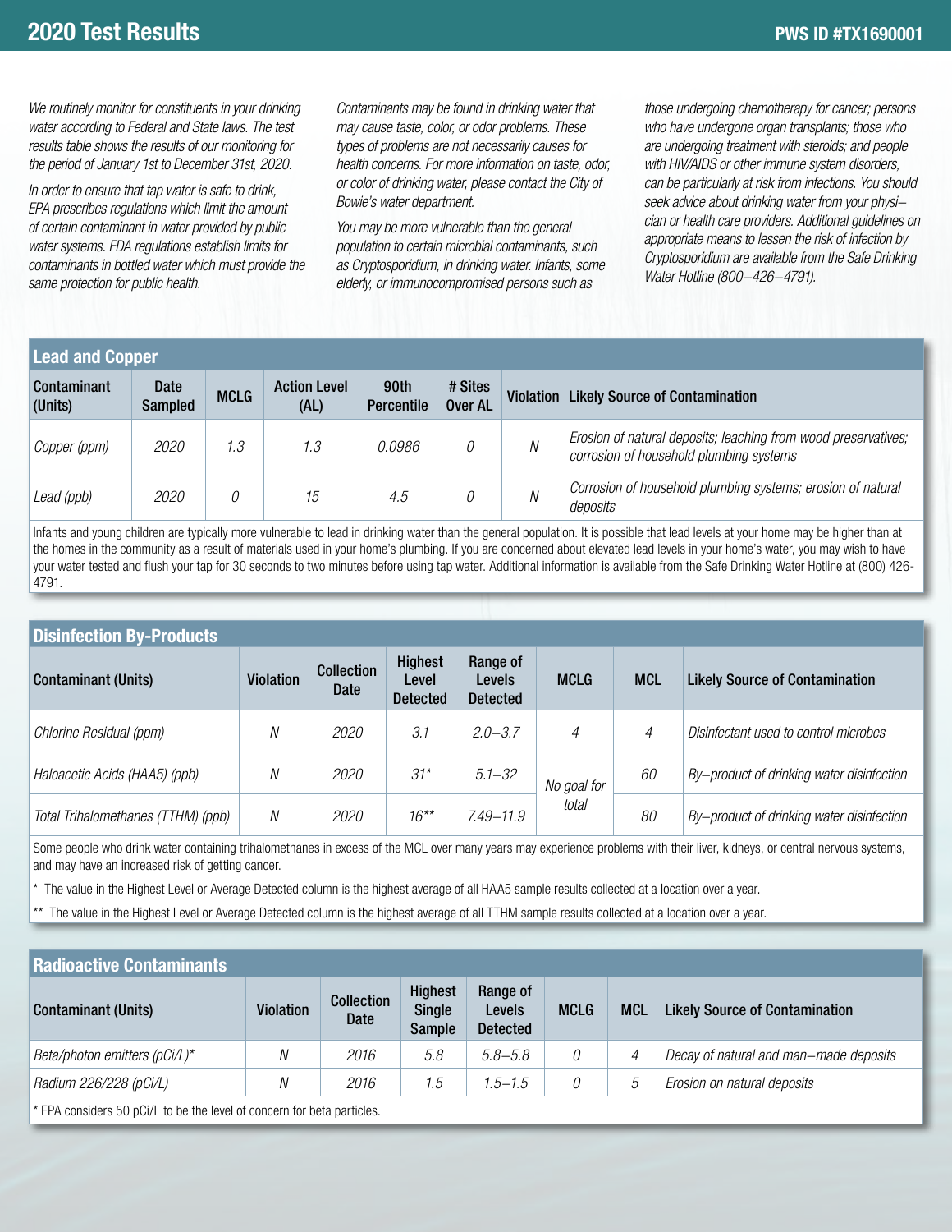# 2020 Test Results

PWS ID #TX1690001

*We routinely monitor for constituents in your drinking water according to Federal and State laws. The test results table shows the results of our monitoring for the period of January 1st to December 31st, 2020.*

*In order to ensure that tap water is safe to drink, EPA prescribes regulations which limit the amount of certain contaminant in water provided by public water systems. FDA regulations establish limits for contaminants in bottled water which must provide the same protection for public health.*

*Contaminants may be found in drinking water that may cause taste, color, or odor problems. These types of problems are not necessarily causes for health concerns. For more information on taste, odor, or color of drinking water, please contact the City of Bowie's water department.*

*You may be more vulnerable than the general population to certain microbial contaminants, such as Cryptosporidium, in drinking water. Infants, some elderly, or immunocompromised persons such as those undergoing chemotherapy for cancer; persons who have undergone organ transplants; those who are undergoing treatment with steroids; and people with HIV/AIDS or other immune system disorders, can be particularly at risk from infections. You should seek advice about drinking water from your physician or health care providers. Additional guidelines on appropriate means to lessen the risk of infection by Cryptosporidium are available from the Safe Drinking Water Hotline (800–426–4791).*

## Lead and Copper

| Contaminant (Units) | Date Sampled | MCLG | Action Level (AL) | 90th Percentile | # Sites Over AL | Violation | Likely Source of Contamination |
|---|---|---|---|---|---|---|---|
| *Copper (ppm)* | *2020* | *1.3* | *1.3* | *0.0986* | *0* | *N* | *Erosion of natural deposits; leaching from wood preservatives; corrosion of household plumbing systems* |
| *Lead (ppb)* | *2020* | *0* | *15* | *4.5* | *0* | *N* | *Corrosion of household plumbing systems; erosion of natural deposits* |

Infants and young children are typically more vulnerable to lead in drinking water than the general population. It is possible that lead levels at your home may be higher than at the homes in the community as a result of materials used in your home's plumbing. If you are concerned about elevated lead levels in your home's water, you may wish to have your water tested and flush your tap for 30 seconds to two minutes before using tap water. Additional information is available from the Safe Drinking Water Hotline at (800) 426-4791.

## Disinfection By-Products

| Contaminant (Units) | Violation | Collection Date | Highest Level Detected | Range of Levels Detected | MCLG | MCL | Likely Source of Contamination |
|---|---|---|---|---|---|---|---|
| *Chlorine Residual (ppm)* | *N* | *2020* | *3.1* | *2.0–3.7* | *4* | *4* | *Disinfectant used to control microbes* |
| *Haloacetic Acids (HAA5) (ppb)* | *N* | *2020* | *31** | *5.1–32* | *No goal for total* | *60* | *By–product of drinking water disinfection* |
| *Total Trihalomethanes (TTHM) (ppb)* | *N* | *2020* | *16*** | *7.49–11.9* | | *80* | *By–product of drinking water disinfection* |

Some people who drink water containing trihalomethanes in excess of the MCL over many years may experience problems with their liver, kidneys, or central nervous systems, and may have an increased risk of getting cancer.

\* The value in the Highest Level or Average Detected column is the highest average of all HAA5 sample results collected at a location over a year.

\*\* The value in the Highest Level or Average Detected column is the highest average of all TTHM sample results collected at a location over a year.

## Radioactive Contaminants

| Contaminant (Units) | Violation | Collection Date | Highest Single Sample | Range of Levels Detected | MCLG | MCL | Likely Source of Contamination |
|---|---|---|---|---|---|---|---|
| *Beta/photon emitters (pCi/L)** | *N* | *2016* | *5.8* | *5.8–5.8* | *0* | *4* | *Decay of natural and man–made deposits* |
| *Radium 226/228 (pCi/L)* | *N* | *2016* | *1.5* | *1.5–1.5* | *0* | *5* | *Erosion on natural deposits* |

\* EPA considers 50 pCi/L to be the level of concern for beta particles.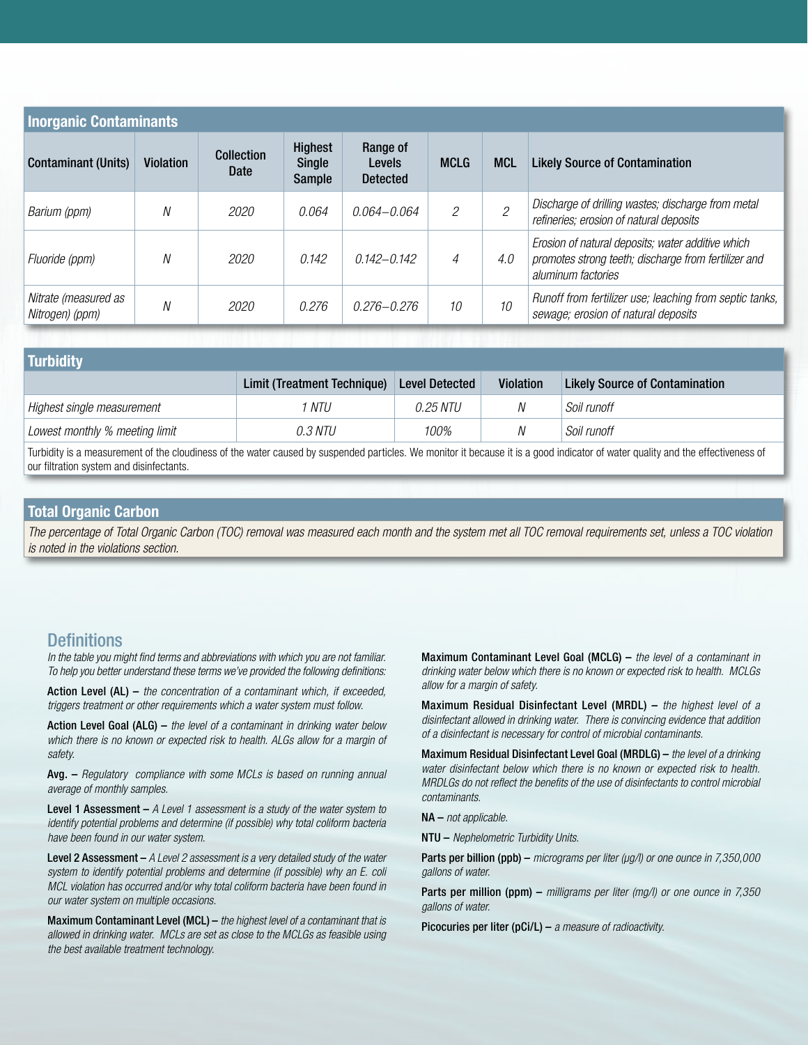## Inorganic Contaminants

| Contaminant (Units) | Violation | Collection Date | Highest Single Sample | Range of Levels Detected | MCLG | MCL | Likely Source of Contamination |
|---|---|---|---|---|---|---|---|
| *Barium (ppm)* | *N* | *2020* | *0.064* | *0.064–0.064* | *2* | *2* | *Discharge of drilling wastes; discharge from metal refineries; erosion of natural deposits* |
| *Fluoride (ppm)* | *N* | *2020* | *0.142* | *0.142–0.142* | *4* | *4.0* | *Erosion of natural deposits; water additive which promotes strong teeth; discharge from fertilizer and aluminum factories* |
| *Nitrate (measured as Nitrogen) (ppm)* | *N* | *2020* | *0.276* | *0.276–0.276* | *10* | *10* | *Runoff from fertilizer use; leaching from septic tanks, sewage; erosion of natural deposits* |

## Turbidity

| | Limit (Treatment Technique) | Level Detected | Violation | Likely Source of Contamination |
|---|---|---|---|---|
| *Highest single measurement* | *1 NTU* | *0.25 NTU* | *N* | *Soil runoff* |
| *Lowest monthly % meeting limit* | *0.3 NTU* | *100%* | *N* | *Soil runoff* |

Turbidity is a measurement of the cloudiness of the water caused by suspended particles. We monitor it because it is a good indicator of water quality and the effectiveness of our filtration system and disinfectants.

## Total Organic Carbon

*The percentage of Total Organic Carbon (TOC) removal was measured each month and the system met all TOC removal requirements set, unless a TOC violation is noted in the violations section.*

## Definitions

*In the table you might find terms and abbreviations with which you are not familiar. To help you better understand these terms we've provided the following definitions:*

**Action Level (AL) –** *the concentration of a contaminant which, if exceeded, triggers treatment or other requirements which a water system must follow.*

**Action Level Goal (ALG) –** *the level of a contaminant in drinking water below which there is no known or expected risk to health. ALGs allow for a margin of safety.*

**Avg. –** *Regulatory compliance with some MCLs is based on running annual average of monthly samples.*

**Level 1 Assessment –** *A Level 1 assessment is a study of the water system to identify potential problems and determine (if possible) why total coliform bacteria have been found in our water system.*

**Level 2 Assessment –** *A Level 2 assessment is a very detailed study of the water system to identify potential problems and determine (if possible) why an E. coli MCL violation has occurred and/or why total coliform bacteria have been found in our water system on multiple occasions.*

**Maximum Contaminant Level (MCL) –** *the highest level of a contaminant that is allowed in drinking water. MCLs are set as close to the MCLGs as feasible using the best available treatment technology.*

**Maximum Contaminant Level Goal (MCLG) –** *the level of a contaminant in drinking water below which there is no known or expected risk to health. MCLGs allow for a margin of safety.*

**Maximum Residual Disinfectant Level (MRDL) –** *the highest level of a disinfectant allowed in drinking water. There is convincing evidence that addition of a disinfectant is necessary for control of microbial contaminants.*

**Maximum Residual Disinfectant Level Goal (MRDLG) –** *the level of a drinking water disinfectant below which there is no known or expected risk to health. MRDLGs do not reflect the benefits of the use of disinfectants to control microbial contaminants.*

**NA –** *not applicable.*

**NTU –** *Nephelometric Turbidity Units.*

**Parts per billion (ppb) –** *micrograms per liter (µg/l) or one ounce in 7,350,000 gallons of water.*

**Parts per million (ppm) –** *milligrams per liter (mg/l) or one ounce in 7,350 gallons of water.*

**Picocuries per liter (pCi/L) –** *a measure of radioactivity.*